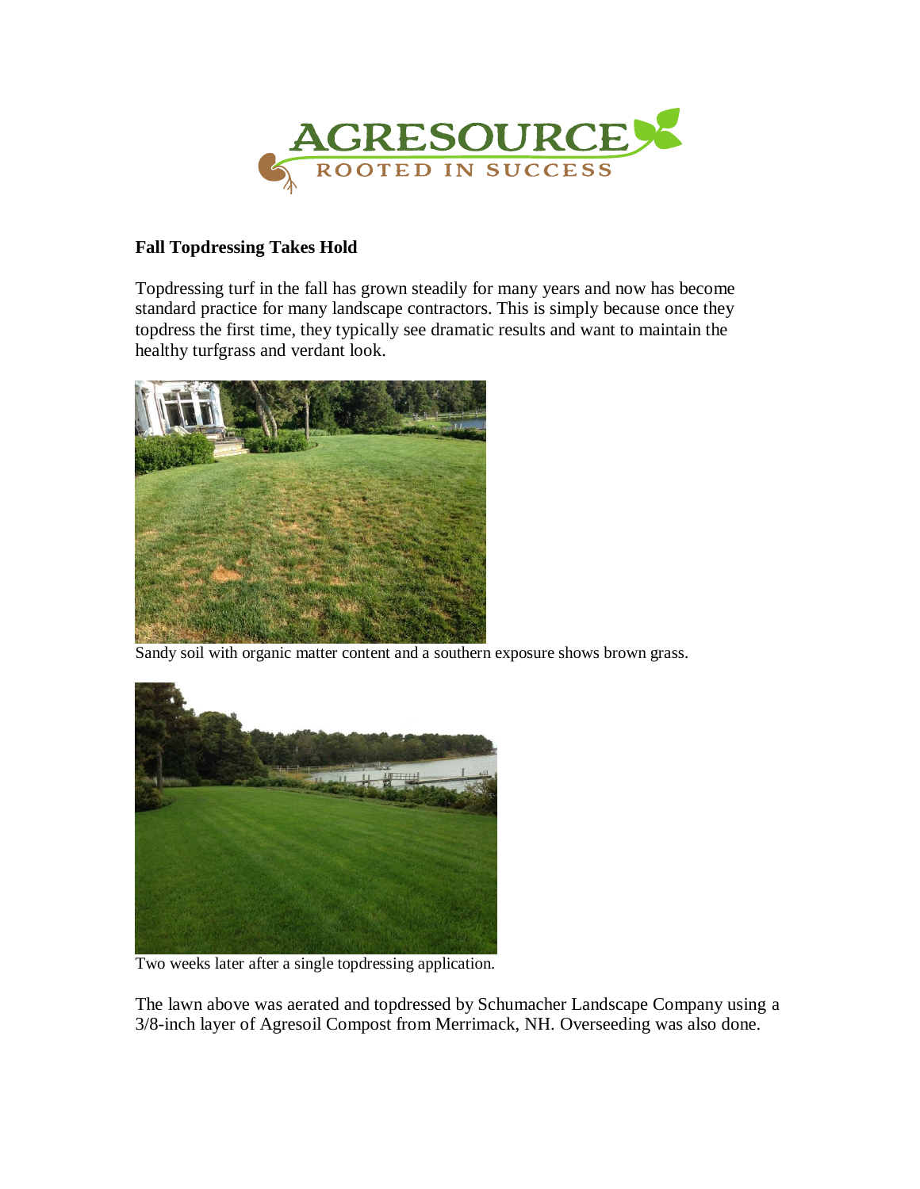## Fall Topdressing Takes Hold

Topdressing turf in the fall has grown steadily for many years and now has become standard practice for many landscape contractors. This is simply because once they topdress the first time, they typically see dramatic results and want to maintain the healthy turfgrass and verdant look.

Sandy soil with organic matter content and a southern exposure shows brown grass.

Two weeks later after a single topdressing application.

The lawn above was aerated and topdressed by Schumacher Landscape Company using a 3/8-inch layer of Agresoil Compost from Merrimack, NH. Overseeding was also done.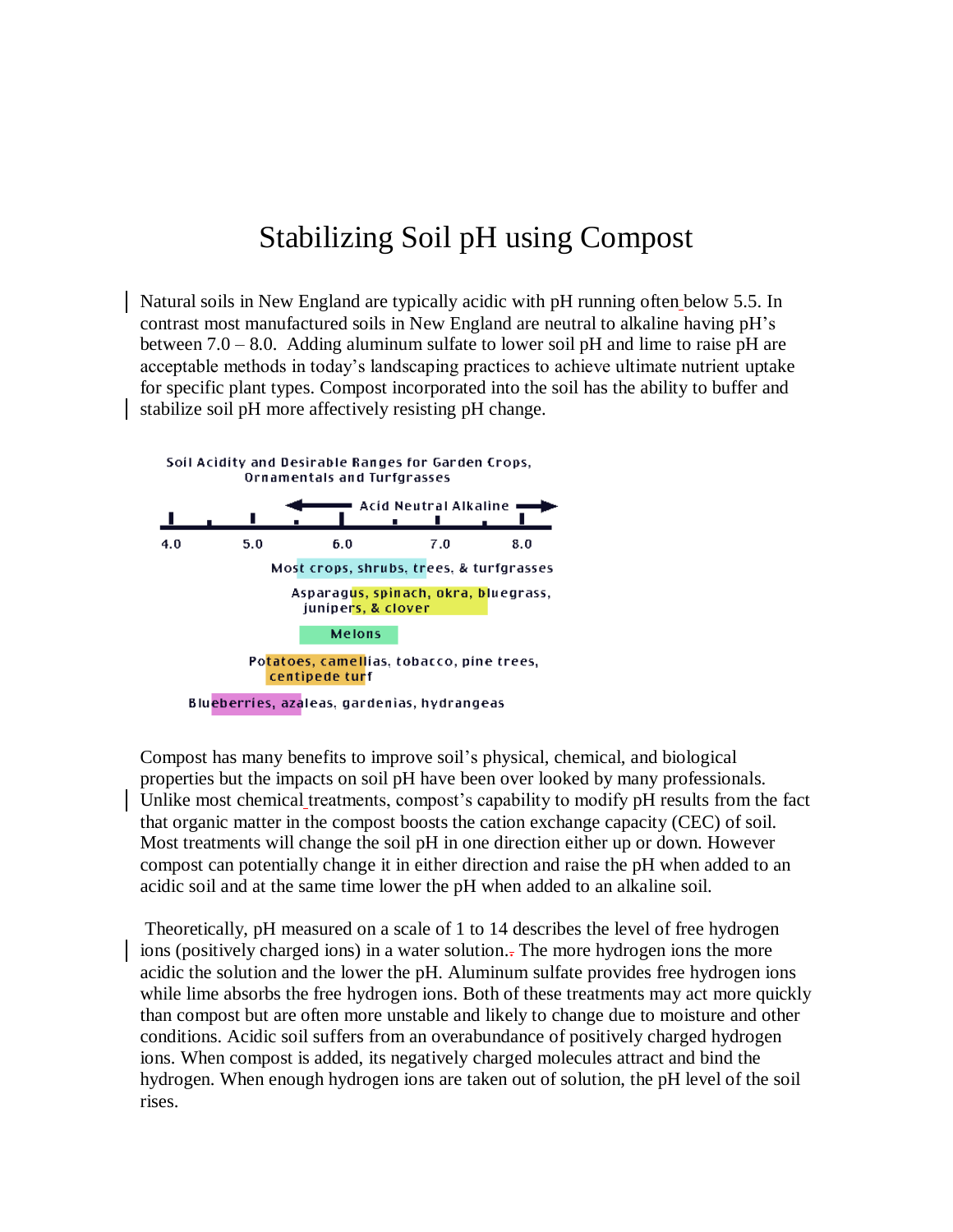# Stabilizing Soil pH using Compost

Natural soils in New England are typically acidic with pH running often below 5.5. In contrast most manufactured soils in New England are neutral to alkaline having pH's between 7.0 – 8.0. Adding aluminum sulfate to lower soil pH and lime to raise pH are acceptable methods in today's landscaping practices to achieve ultimate nutrient uptake for specific plant types. Compost incorporated into the soil has the ability to buffer and stabilize soil pH more affectively resisting pH change.

Soil Acidity and Desirable Ranges for Garden Crops, Ornamentals and Turfgrasses

Acid Neutral Alkaline

4.0 5.0 6.0 7.0 8.0

Most crops, shrubs, trees, & turfgrasses

Asparagus, spinach, okra, bluegrass, junipers, & clover

Melons

Potatoes, camellias, tobacco, pine trees, centipede turf

Blueberries, azaleas, gardenias, hydrangeas

Compost has many benefits to improve soil's physical, chemical, and biological properties but the impacts on soil pH have been over looked by many professionals. Unlike most chemical treatments, compost's capability to modify pH results from the fact that organic matter in the compost boosts the cation exchange capacity (CEC) of soil. Most treatments will change the soil pH in one direction either up or down. However compost can potentially change it in either direction and raise the pH when added to an acidic soil and at the same time lower the pH when added to an alkaline soil.

Theoretically, pH measured on a scale of 1 to 14 describes the level of free hydrogen ions (positively charged ions) in a water solution. The more hydrogen ions the more acidic the solution and the lower the pH. Aluminum sulfate provides free hydrogen ions while lime absorbs the free hydrogen ions. Both of these treatments may act more quickly than compost but are often more unstable and likely to change due to moisture and other conditions. Acidic soil suffers from an overabundance of positively charged hydrogen ions. When compost is added, its negatively charged molecules attract and bind the hydrogen. When enough hydrogen ions are taken out of solution, the pH level of the soil rises.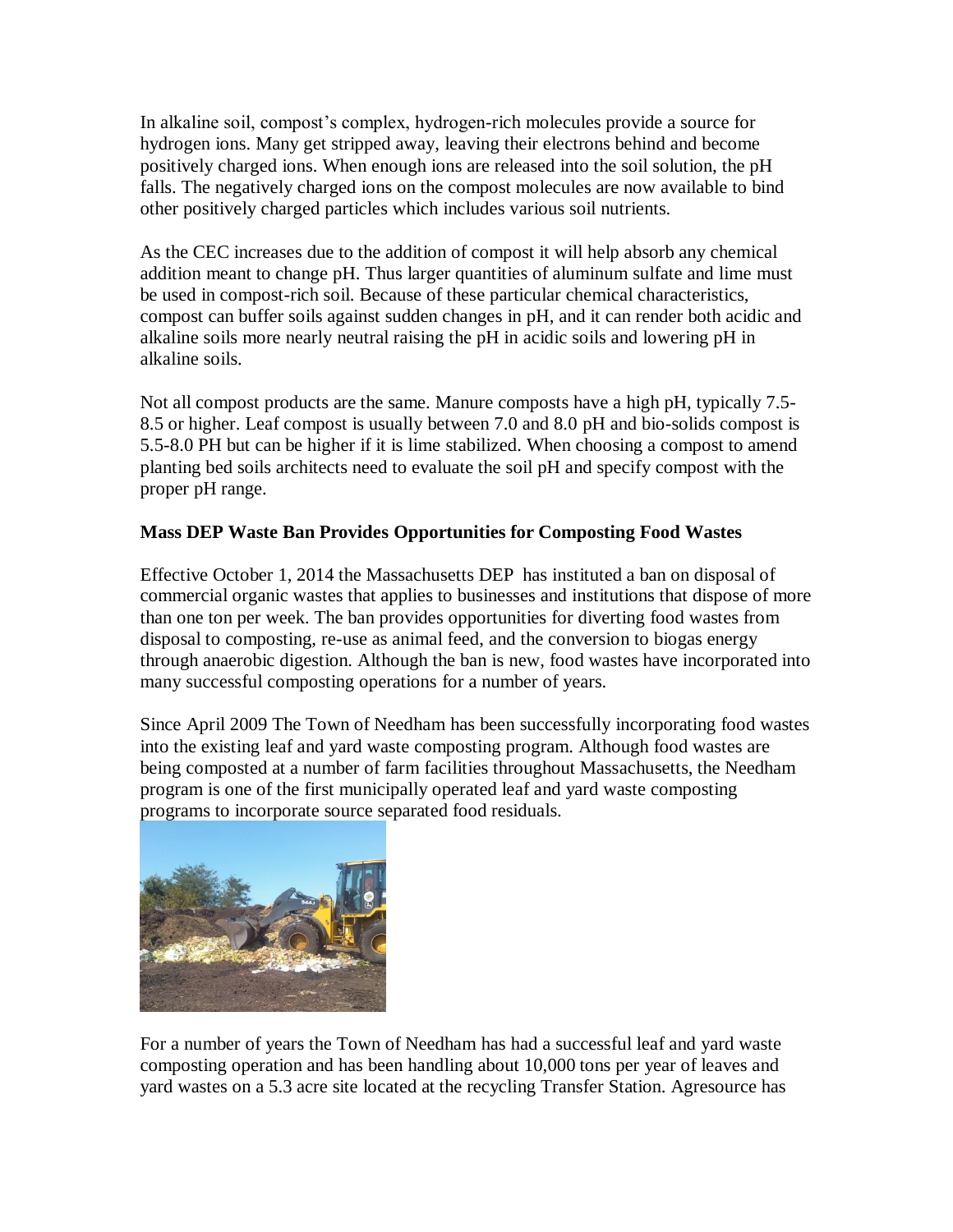In alkaline soil, compost's complex, hydrogen-rich molecules provide a source for hydrogen ions. Many get stripped away, leaving their electrons behind and become positively charged ions. When enough ions are released into the soil solution, the pH falls. The negatively charged ions on the compost molecules are now available to bind other positively charged particles which includes various soil nutrients.

As the CEC increases due to the addition of compost it will help absorb any chemical addition meant to change pH. Thus larger quantities of aluminum sulfate and lime must be used in compost-rich soil. Because of these particular chemical characteristics, compost can buffer soils against sudden changes in pH, and it can render both acidic and alkaline soils more nearly neutral raising the pH in acidic soils and lowering pH in alkaline soils.

Not all compost products are the same. Manure composts have a high pH, typically 7.5-8.5 or higher. Leaf compost is usually between 7.0 and 8.0 pH and bio-solids compost is 5.5-8.0 PH but can be higher if it is lime stabilized. When choosing a compost to amend planting bed soils architects need to evaluate the soil pH and specify compost with the proper pH range.

**Mass DEP Waste Ban Provides Opportunities for Composting Food Wastes**

Effective October 1, 2014 the Massachusetts DEP has instituted a ban on disposal of commercial organic wastes that applies to businesses and institutions that dispose of more than one ton per week. The ban provides opportunities for diverting food wastes from disposal to composting, re-use as animal feed, and the conversion to biogas energy through anaerobic digestion. Although the ban is new, food wastes have incorporated into many successful composting operations for a number of years.

Since April 2009 The Town of Needham has been successfully incorporating food wastes into the existing leaf and yard waste composting program. Although food wastes are being composted at a number of farm facilities throughout Massachusetts, the Needham program is one of the first municipally operated leaf and yard waste composting programs to incorporate source separated food residuals.

For a number of years the Town of Needham has had a successful leaf and yard waste composting operation and has been handling about 10,000 tons per year of leaves and yard wastes on a 5.3 acre site located at the recycling Transfer Station. Agresource has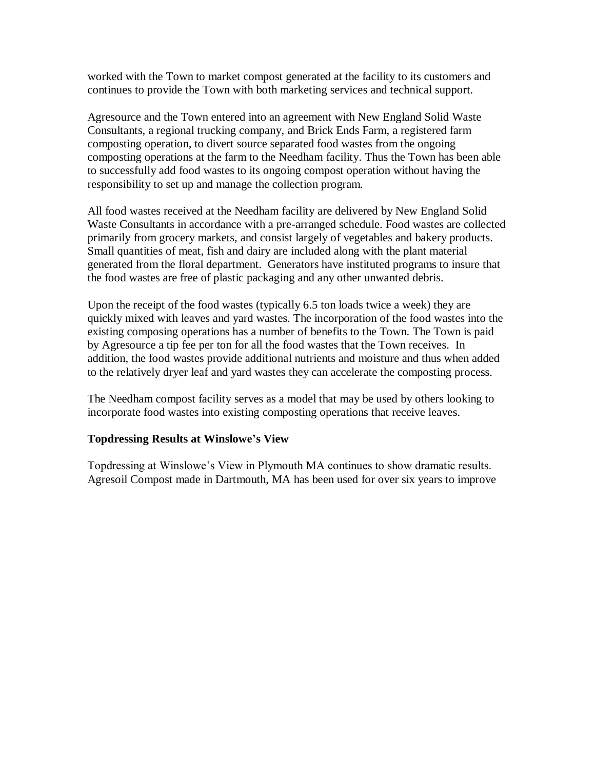worked with the Town to market compost generated at the facility to its customers and continues to provide the Town with both marketing services and technical support.

Agresource and the Town entered into an agreement with New England Solid Waste Consultants, a regional trucking company, and Brick Ends Farm, a registered farm composting operation, to divert source separated food wastes from the ongoing composting operations at the farm to the Needham facility. Thus the Town has been able to successfully add food wastes to its ongoing compost operation without having the responsibility to set up and manage the collection program.

All food wastes received at the Needham facility are delivered by New England Solid Waste Consultants in accordance with a pre-arranged schedule. Food wastes are collected primarily from grocery markets, and consist largely of vegetables and bakery products. Small quantities of meat, fish and dairy are included along with the plant material generated from the floral department. Generators have instituted programs to insure that the food wastes are free of plastic packaging and any other unwanted debris.

Upon the receipt of the food wastes (typically 6.5 ton loads twice a week) they are quickly mixed with leaves and yard wastes. The incorporation of the food wastes into the existing composing operations has a number of benefits to the Town. The Town is paid by Agresource a tip fee per ton for all the food wastes that the Town receives. In addition, the food wastes provide additional nutrients and moisture and thus when added to the relatively dryer leaf and yard wastes they can accelerate the composting process.

The Needham compost facility serves as a model that may be used by others looking to incorporate food wastes into existing composting operations that receive leaves.

**Topdressing Results at Winslowe's View**

Topdressing at Winslowe's View in Plymouth MA continues to show dramatic results. Agresoil Compost made in Dartmouth, MA has been used for over six years to improve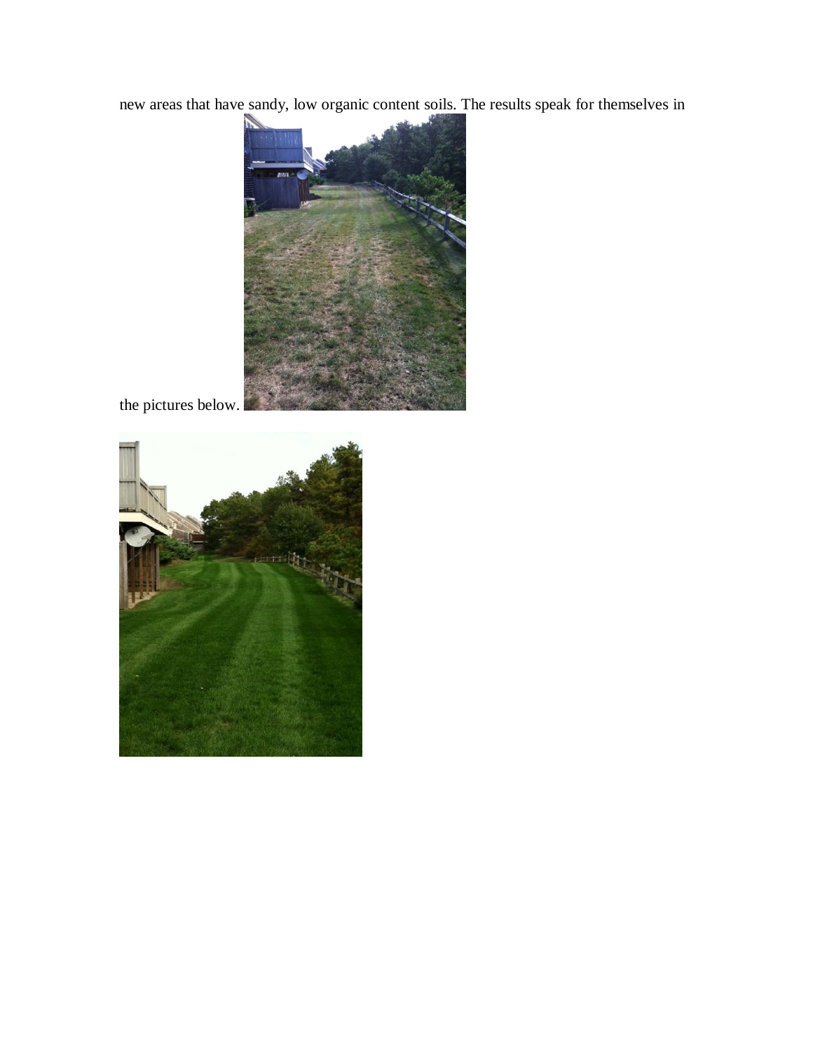new areas that have sandy, low organic content soils. The results speak for themselves in the pictures below.